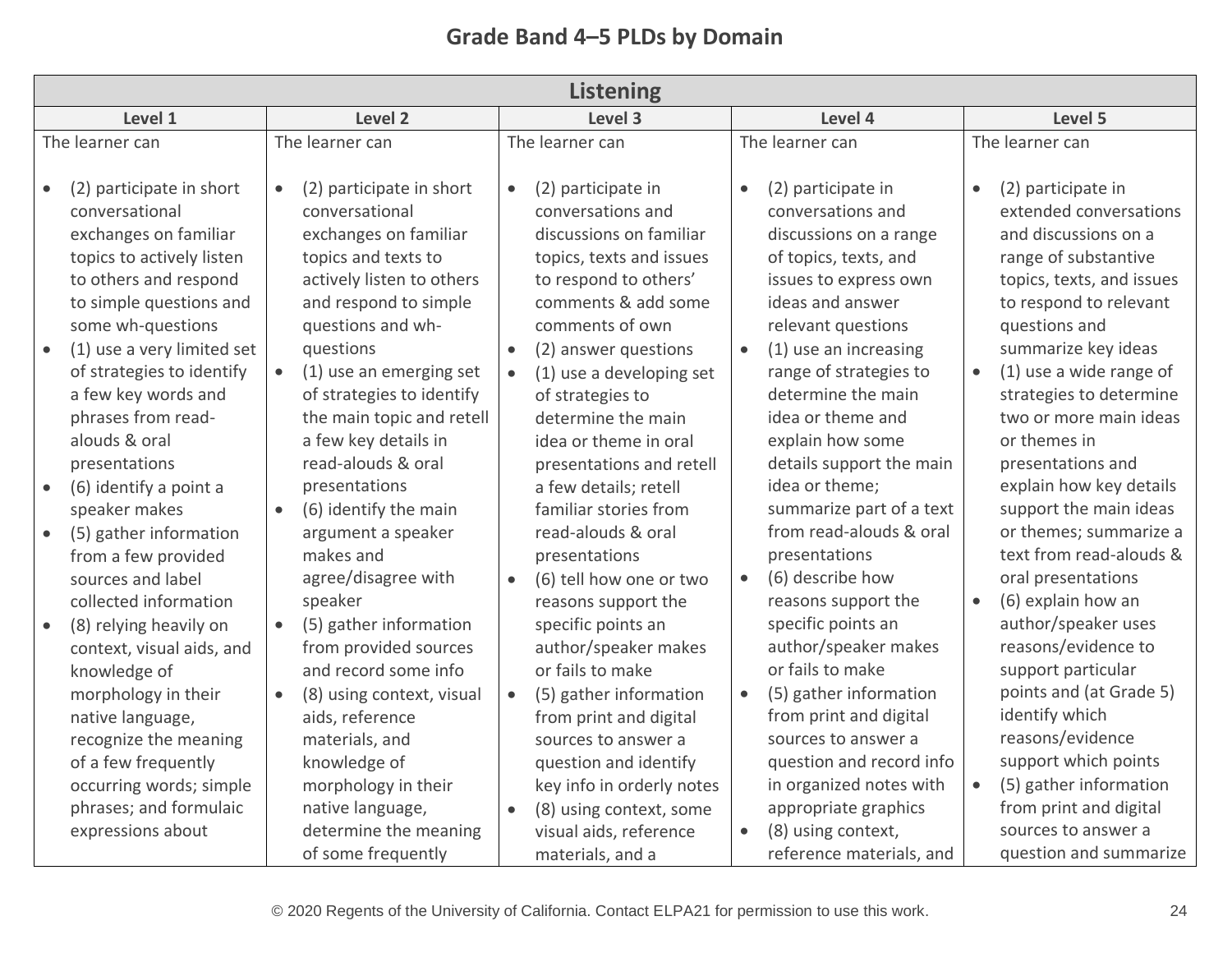## Grade Band 4–5 PLDs by Domain

| Listening | | | | |
|---|---|---|---|---|
| **Level 1** | **Level 2** | **Level 3** | **Level 4** | **Level 5** |
| The learner can<br><br>• (2) participate in short conversational exchanges on familiar topics to actively listen to others and respond to simple questions and some wh-questions<br>• (1) use a very limited set of strategies to identify a few key words and phrases from read-alouds & oral presentations<br>• (6) identify a point a speaker makes<br>• (5) gather information from a few provided sources and label collected information<br>• (8) relying heavily on context, visual aids, and knowledge of morphology in their native language, recognize the meaning of a few frequently occurring words; simple phrases; and formulaic expressions about | The learner can<br><br>• (2) participate in short conversational exchanges on familiar topics and texts to actively listen to others and respond to simple questions and wh-questions<br>• (1) use an emerging set of strategies to identify the main topic and retell a few key details in read-alouds & oral presentations<br>• (6) identify the main argument a speaker makes and agree/disagree with speaker<br>• (5) gather information from provided sources and record some info<br>• (8) using context, visual aids, reference materials, and knowledge of morphology in their native language, determine the meaning of some frequently | The learner can<br><br>• (2) participate in conversations and discussions on familiar topics, texts and issues to respond to others' comments & add some comments of own<br>• (2) answer questions<br>• (1) use a developing set of strategies to determine the main idea or theme in oral presentations and retell a few details; retell familiar stories from read-alouds & oral presentations<br>• (6) tell how one or two reasons support the specific points an author/speaker makes or fails to make<br>• (5) gather information from print and digital sources to answer a question and identify key info in orderly notes<br>• (8) using context, some visual aids, reference materials, and a | The learner can<br><br>• (2) participate in conversations and discussions on a range of topics, texts, and issues to express own ideas and answer relevant questions<br>• (1) use an increasing range of strategies to determine the main idea or theme and explain how some details support the main idea or theme; summarize part of a text from read-alouds & oral presentations<br>• (6) describe how reasons support the specific points an author/speaker makes or fails to make<br>• (5) gather information from print and digital sources to answer a question and record info in organized notes with appropriate graphics<br>• (8) using context, reference materials, and | The learner can<br><br>• (2) participate in extended conversations and discussions on a range of substantive topics, texts, and issues to respond to relevant questions and summarize key ideas<br>• (1) use a wide range of strategies to determine two or more main ideas or themes in presentations and explain how key details support the main ideas or themes; summarize a text from read-alouds & oral presentations<br>• (6) explain how an author/speaker uses reasons/evidence to support particular points and (at Grade 5) identify which reasons/evidence support which points<br>• (5) gather information from print and digital sources to answer a question and summarize |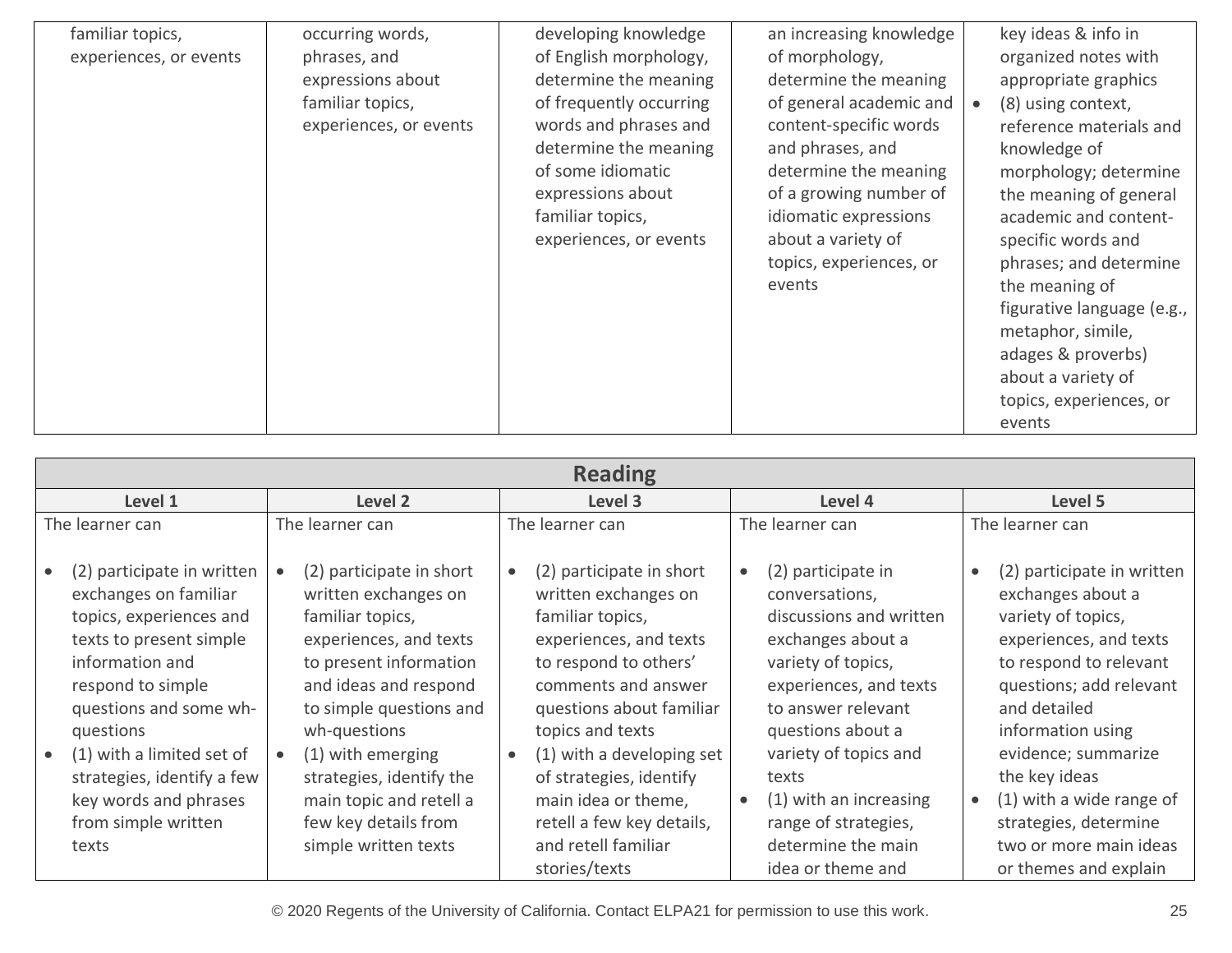| | | | | |
|---|---|---|---|---|
| familiar topics, experiences, or events | occurring words, phrases, and expressions about familiar topics, experiences, or events | developing knowledge of English morphology, determine the meaning of frequently occurring words and phrases and determine the meaning of some idiomatic expressions about familiar topics, experiences, or events | an increasing knowledge of morphology, determine the meaning of general academic and content-specific words and phrases, and determine the meaning of a growing number of idiomatic expressions about a variety of topics, experiences, or events | key ideas & info in organized notes with appropriate graphics<br>• (8) using context, reference materials and knowledge of morphology; determine the meaning of general academic and content-specific words and phrases; and determine the meaning of figurative language (e.g., metaphor, simile, adages & proverbs) about a variety of topics, experiences, or events |

| Reading | | | | |
|---|---|---|---|---|
| **Level 1** | **Level 2** | **Level 3** | **Level 4** | **Level 5** |
| The learner can<br><br>• (2) participate in written exchanges on familiar topics, experiences and texts to present simple information and respond to simple questions and some wh-questions<br>• (1) with a limited set of strategies, identify a few key words and phrases from simple written texts | The learner can<br><br>• (2) participate in short written exchanges on familiar topics, experiences, and texts to present information and ideas and respond to simple questions and wh-questions<br>• (1) with emerging strategies, identify the main topic and retell a few key details from simple written texts | The learner can<br><br>• (2) participate in short written exchanges on familiar topics, experiences, and texts to respond to others' comments and answer questions about familiar topics and texts<br>• (1) with a developing set of strategies, identify main idea or theme, retell a few key details, and retell familiar stories/texts | The learner can<br><br>• (2) participate in conversations, discussions and written exchanges about a variety of topics, experiences, and texts to answer relevant questions about a variety of topics and texts<br>• (1) with an increasing range of strategies, determine the main idea or theme and | The learner can<br><br>• (2) participate in written exchanges about a variety of topics, experiences, and texts to respond to relevant questions; add relevant and detailed information using evidence; summarize the key ideas<br>• (1) with a wide range of strategies, determine two or more main ideas or themes and explain |

© 2020 Regents of the University of California. Contact ELPA21 for permission to use this work.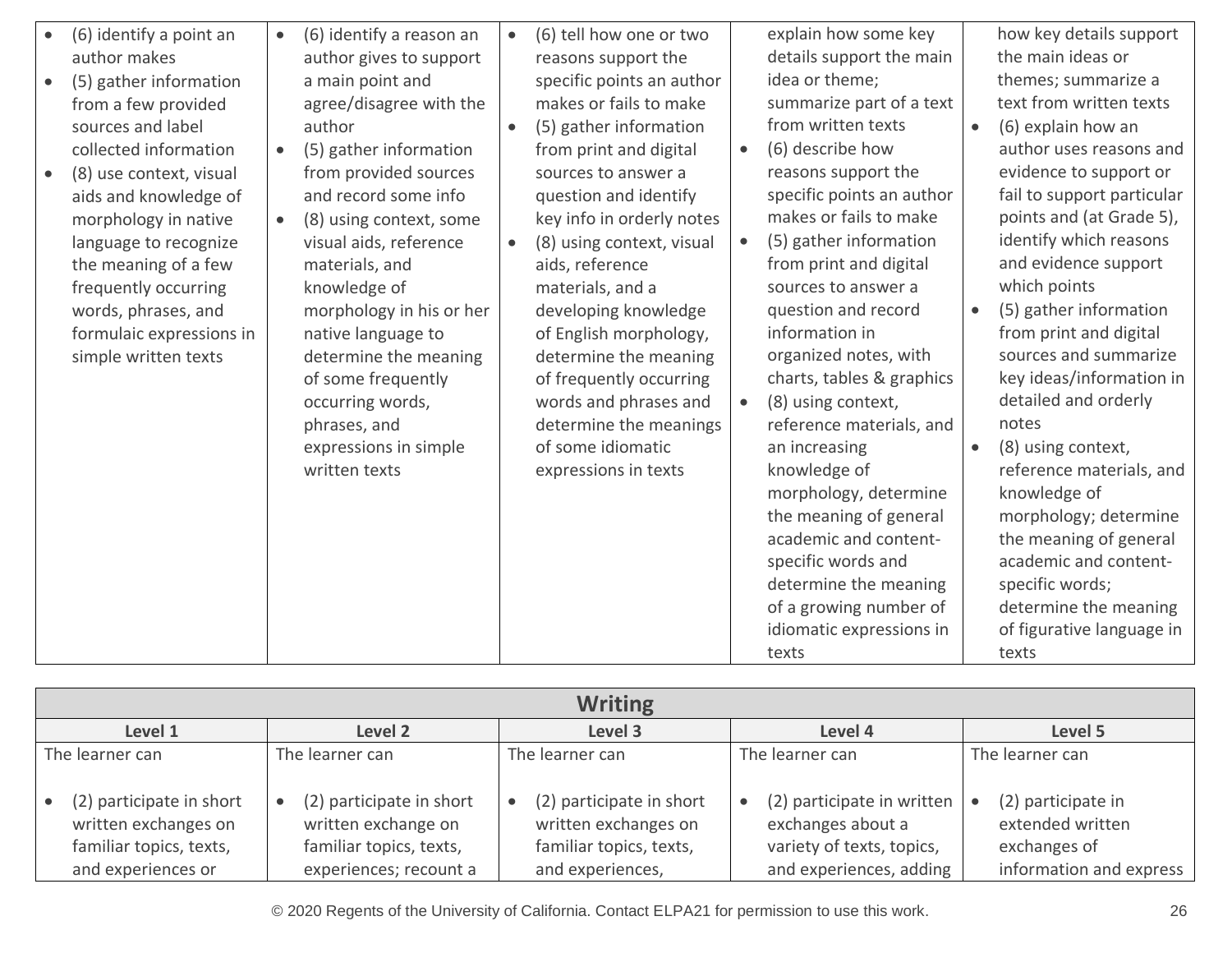| | | | | |
|---|---|---|---|---|
| • (6) identify a point an author makes<br>• (5) gather information from a few provided sources and label collected information<br>• (8) use context, visual aids and knowledge of morphology in native language to recognize the meaning of a few frequently occurring words, phrases, and formulaic expressions in simple written texts | • (6) identify a reason an author gives to support a main point and agree/disagree with the author<br>• (5) gather information from provided sources and record some info<br>• (8) using context, some visual aids, reference materials, and knowledge of morphology in his or her native language to determine the meaning of some frequently occurring words, phrases, and expressions in simple written texts | • (6) tell how one or two reasons support the specific points an author makes or fails to make<br>• (5) gather information from print and digital sources to answer a question and identify key info in orderly notes<br>• (8) using context, visual aids, reference materials, and a developing knowledge of English morphology, determine the meaning of frequently occurring words and phrases and determine the meanings of some idiomatic expressions in texts | explain how some key details support the main idea or theme; summarize part of a text from written texts<br>• (6) describe how reasons support the specific points an author makes or fails to make<br>• (5) gather information from print and digital sources to answer a question and record information in organized notes, with charts, tables & graphics<br>• (8) using context, reference materials, and an increasing knowledge of morphology, determine the meaning of general academic and content-specific words and determine the meaning of a growing number of idiomatic expressions in texts | how key details support the main ideas or themes; summarize a text from written texts<br>• (6) explain how an author uses reasons and evidence to support or fail to support particular points and (at Grade 5), identify which reasons and evidence support which points<br>• (5) gather information from print and digital sources and summarize key ideas/information in detailed and orderly notes<br>• (8) using context, reference materials, and knowledge of morphology; determine the meaning of general academic and content-specific words; determine the meaning of figurative language in texts |

| **Writing** | | | | |
|---|---|---|---|---|
| **Level 1** | **Level 2** | **Level 3** | **Level 4** | **Level 5** |
| The learner can<br><br>• (2) participate in short written exchanges on familiar topics, texts, and experiences or | The learner can<br><br>• (2) participate in short written exchange on familiar topics, texts, experiences; recount a | The learner can<br><br>• (2) participate in short written exchanges on familiar topics, texts, and experiences, | The learner can<br><br>• (2) participate in written exchanges about a variety of texts, topics, and experiences, adding | The learner can<br><br>• (2) participate in extended written exchanges of information and express |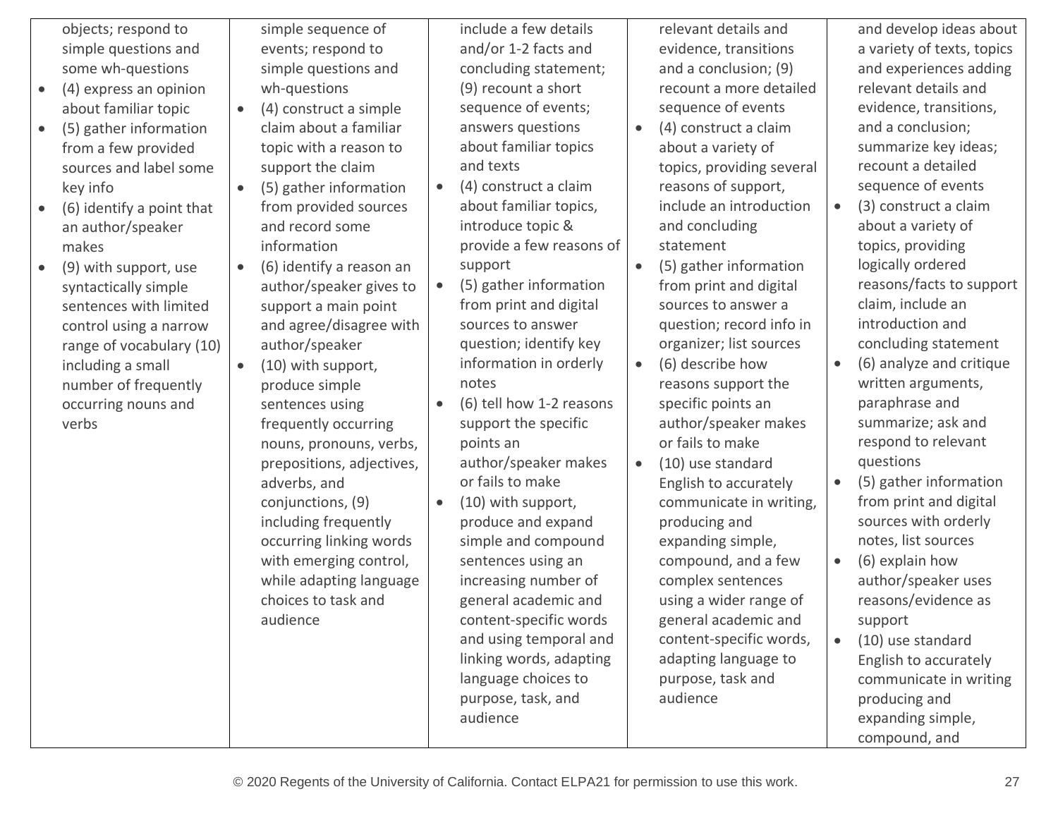| | | | | |
|---|---|---|---|---|
| objects; respond to simple questions and some wh-questions<br>• (4) express an opinion about familiar topic<br>• (5) gather information from a few provided sources and label some key info<br>• (6) identify a point that an author/speaker makes<br>• (9) with support, use syntactically simple sentences with limited control using a narrow range of vocabulary (10) including a small number of frequently occurring nouns and verbs | simple sequence of events; respond to simple questions and wh-questions<br>• (4) construct a simple claim about a familiar topic with a reason to support the claim<br>• (5) gather information from provided sources and record some information<br>• (6) identify a reason an author/speaker gives to support a main point and agree/disagree with author/speaker<br>• (10) with support, produce simple sentences using frequently occurring nouns, pronouns, verbs, prepositions, adjectives, adverbs, and conjunctions, (9) including frequently occurring linking words with emerging control, while adapting language choices to task and audience | include a few details and/or 1-2 facts and concluding statement; (9) recount a short sequence of events; answers questions about familiar topics and texts<br>• (4) construct a claim about familiar topics, introduce topic & provide a few reasons of support<br>• (5) gather information from print and digital sources to answer question; identify key information in orderly notes<br>• (6) tell how 1-2 reasons support the specific points an author/speaker makes or fails to make<br>• (10) with support, produce and expand simple and compound sentences using an increasing number of general academic and content-specific words and using temporal and linking words, adapting language choices to purpose, task, and audience | relevant details and evidence, transitions and a conclusion; (9) recount a more detailed sequence of events<br>• (4) construct a claim about a variety of topics, providing several reasons of support, include an introduction and concluding statement<br>• (5) gather information from print and digital sources to answer a question; record info in organizer; list sources<br>• (6) describe how reasons support the specific points an author/speaker makes or fails to make<br>• (10) use standard English to accurately communicate in writing, producing and expanding simple, compound, and a few complex sentences using a wider range of general academic and content-specific words, adapting language to purpose, task and audience | and develop ideas about a variety of texts, topics and experiences adding relevant details and evidence, transitions, and a conclusion; summarize key ideas; recount a detailed sequence of events<br>• (3) construct a claim about a variety of topics, providing logically ordered reasons/facts to support claim, include an introduction and concluding statement<br>• (6) analyze and critique written arguments, paraphrase and summarize; ask and respond to relevant questions<br>• (5) gather information from print and digital sources with orderly notes, list sources<br>• (6) explain how author/speaker uses reasons/evidence as support<br>• (10) use standard English to accurately communicate in writing producing and expanding simple, compound, and |

© 2020 Regents of the University of California. Contact ELPA21 for permission to use this work.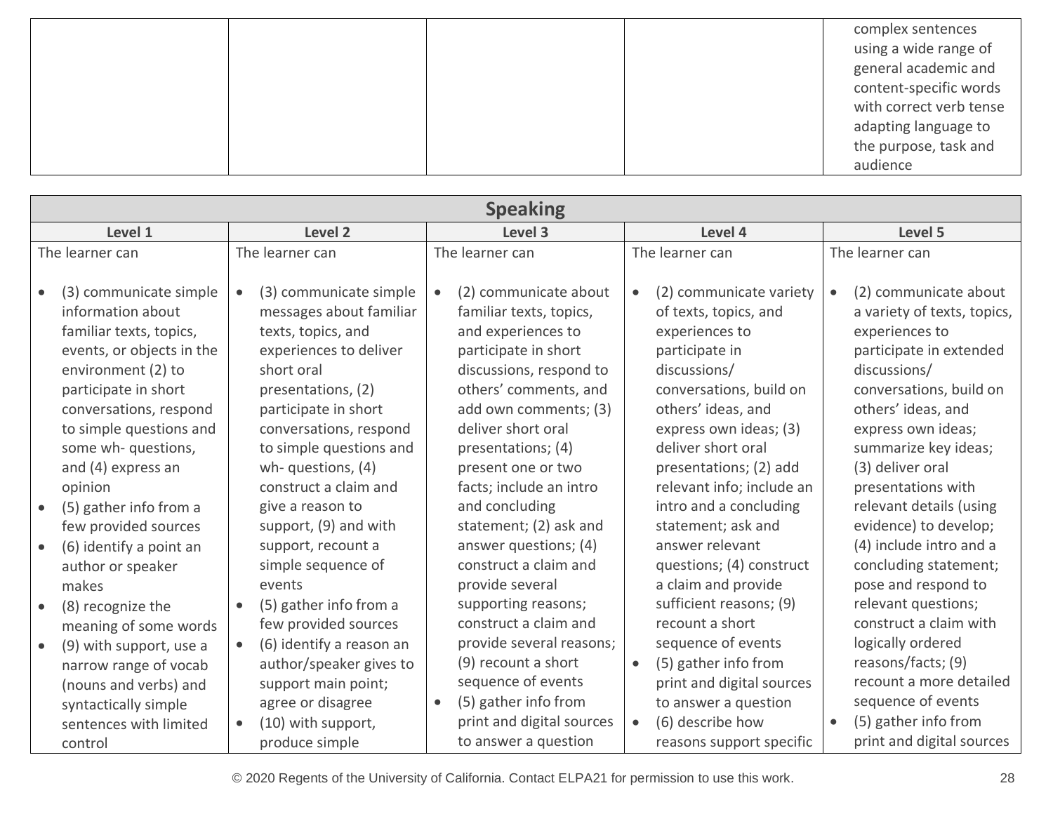| | | | | |
|---|---|---|---|---|
| | | | | complex sentences using a wide range of general academic and content-specific words with correct verb tense adapting language to the purpose, task and audience |

| Speaking | | | | |
|---|---|---|---|---|
| **Level 1** | **Level 2** | **Level 3** | **Level 4** | **Level 5** |
| The learner can<br><br>• (3) communicate simple information about familiar texts, topics, events, or objects in the environment (2) to participate in short conversations, respond to simple questions and some wh- questions, and (4) express an opinion<br>• (5) gather info from a few provided sources<br>• (6) identify a point an author or speaker makes<br>• (8) recognize the meaning of some words<br>• (9) with support, use a narrow range of vocab (nouns and verbs) and syntactically simple sentences with limited control | The learner can<br><br>• (3) communicate simple messages about familiar texts, topics, and experiences to deliver short oral presentations, (2) participate in short conversations, respond to simple questions and wh- questions, (4) construct a claim and give a reason to support, (9) and with support, recount a simple sequence of events<br>• (5) gather info from a few provided sources<br>• (6) identify a reason an author/speaker gives to support main point; agree or disagree<br>• (10) with support, produce simple | The learner can<br><br>• (2) communicate about familiar texts, topics, and experiences to participate in short discussions, respond to others' comments, and add own comments; (3) deliver short oral presentations; (4) present one or two facts; include an intro and concluding statement; (2) ask and answer questions; (4) construct a claim and provide several supporting reasons; construct a claim and provide several reasons; (9) recount a short sequence of events<br>• (5) gather info from print and digital sources to answer a question | The learner can<br><br>• (2) communicate variety of texts, topics, and experiences to participate in discussions/ conversations, build on others' ideas, and express own ideas; (3) deliver short oral presentations; (2) add relevant info; include an intro and a concluding statement; ask and answer relevant questions; (4) construct a claim and provide sufficient reasons; (9) recount a short sequence of events<br>• (5) gather info from print and digital sources to answer a question<br>• (6) describe how reasons support specific | The learner can<br><br>• (2) communicate about a variety of texts, topics, experiences to participate in extended discussions/ conversations, build on others' ideas, and express own ideas; summarize key ideas; (3) deliver oral presentations with relevant details (using evidence) to develop; (4) include intro and a concluding statement; pose and respond to relevant questions; construct a claim with logically ordered reasons/facts; (9) recount a more detailed sequence of events<br>• (5) gather info from print and digital sources |

© 2020 Regents of the University of California. Contact ELPA21 for permission to use this work.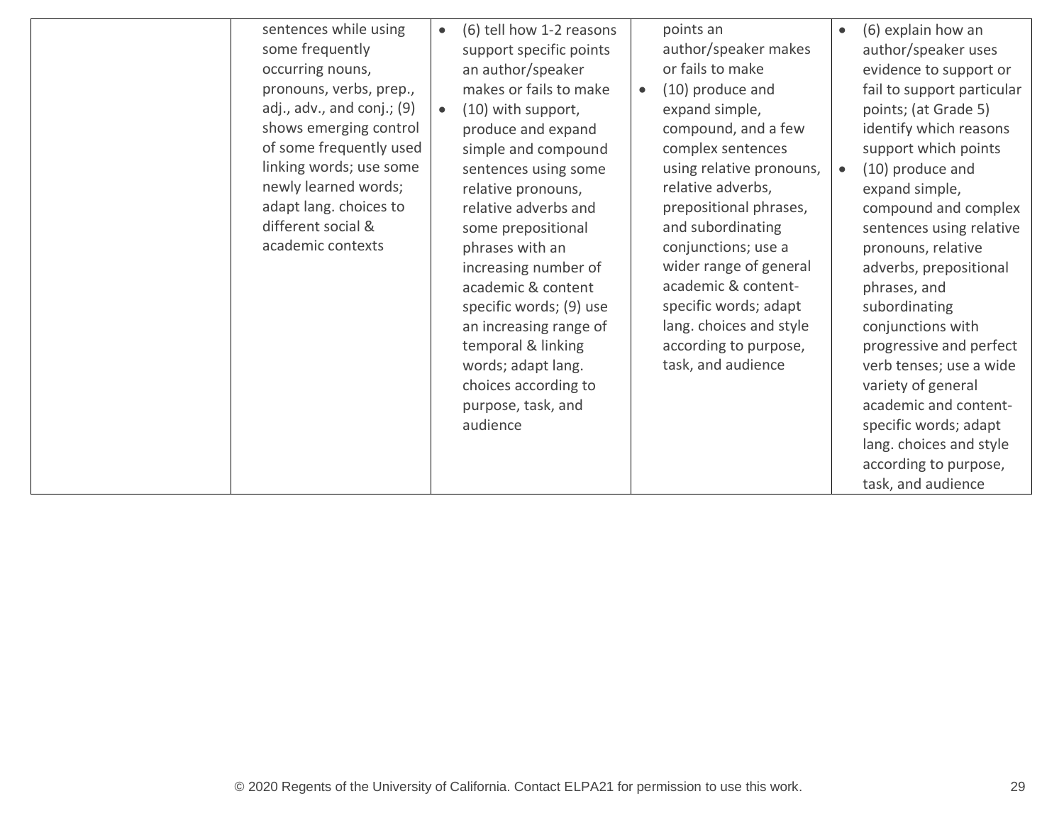| | | | | |
|---|---|---|---|---|
| | sentences while using some frequently occurring nouns, pronouns, verbs, prep., adj., adv., and conj.; (9) shows emerging control of some frequently used linking words; use some newly learned words; adapt lang. choices to different social & academic contexts | • (6) tell how 1-2 reasons support specific points an author/speaker makes or fails to make<br>• (10) with support, produce and expand simple and compound sentences using some relative pronouns, relative adverbs and some prepositional phrases with an increasing number of academic & content specific words; (9) use an increasing range of temporal & linking words; adapt lang. choices according to purpose, task, and audience | points an author/speaker makes or fails to make<br>• (10) produce and expand simple, compound, and a few complex sentences using relative pronouns, relative adverbs, prepositional phrases, and subordinating conjunctions; use a wider range of general academic & content-specific words; adapt lang. choices and style according to purpose, task, and audience | • (6) explain how an author/speaker uses evidence to support or fail to support particular points; (at Grade 5) identify which reasons support which points<br>• (10) produce and expand simple, compound and complex sentences using relative pronouns, relative adverbs, prepositional phrases, and subordinating conjunctions with progressive and perfect verb tenses; use a wide variety of general academic and content-specific words; adapt lang. choices and style according to purpose, task, and audience |

© 2020 Regents of the University of California. Contact ELPA21 for permission to use this work.